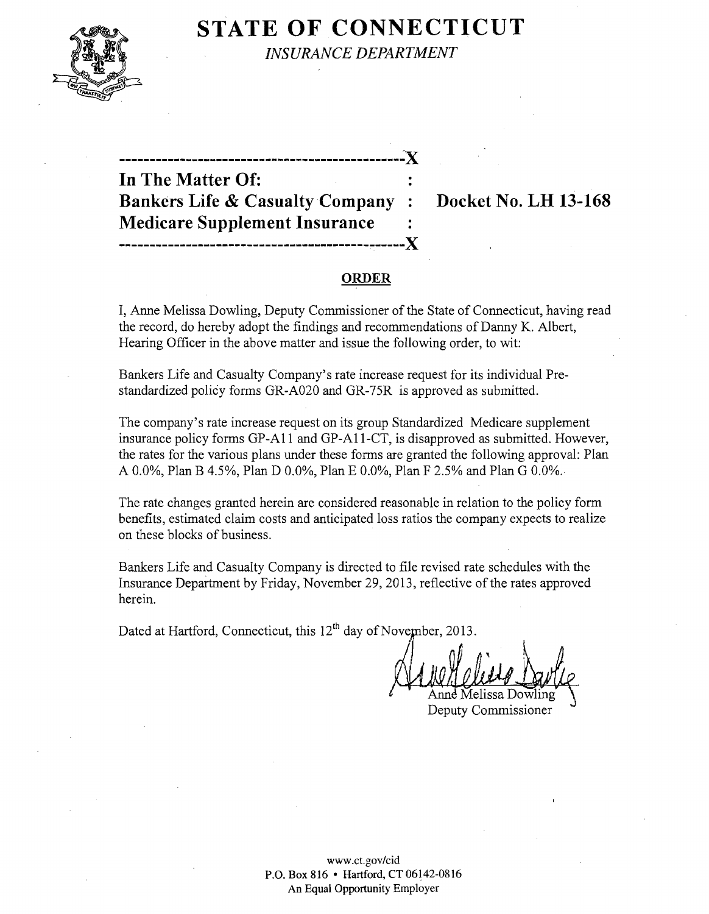# STATE OF CONNECTICUT

*INSURANCE DEPARTMENT*

---

**In The Matter Of:**
**Bankers Life & Casualty Company : Docket No. LH 13-168**
**Medicare Supplement Insurance**

---

## ORDER

I, Anne Melissa Dowling, Deputy Commissioner of the State of Connecticut, having read the record, do hereby adopt the findings and recommendations of Danny K. Albert, Hearing Officer in the above matter and issue the following order, to wit:

Bankers Life and Casualty Company's rate increase request for its individual Pre-standardized policy forms GR-A020 and GR-75R is approved as submitted.

The company's rate increase request on its group Standardized Medicare supplement insurance policy forms GP-A11 and GP-A11-CT, is disapproved as submitted. However, the rates for the various plans under these forms are granted the following approval: Plan A 0.0%, Plan B 4.5%, Plan D 0.0%, Plan E 0.0%, Plan F 2.5% and Plan G 0.0%.

The rate changes granted herein are considered reasonable in relation to the policy form benefits, estimated claim costs and anticipated loss ratios the company expects to realize on these blocks of business.

Bankers Life and Casualty Company is directed to file revised rate schedules with the Insurance Department by Friday, November 29, 2013, reflective of the rates approved herein.

Dated at Hartford, Connecticut, this 12th day of November, 2013.

Anne Melissa Dowling
Deputy Commissioner

www.ct.gov/cid
P.O. Box 816 • Hartford, CT 06142-0816
An Equal Opportunity Employer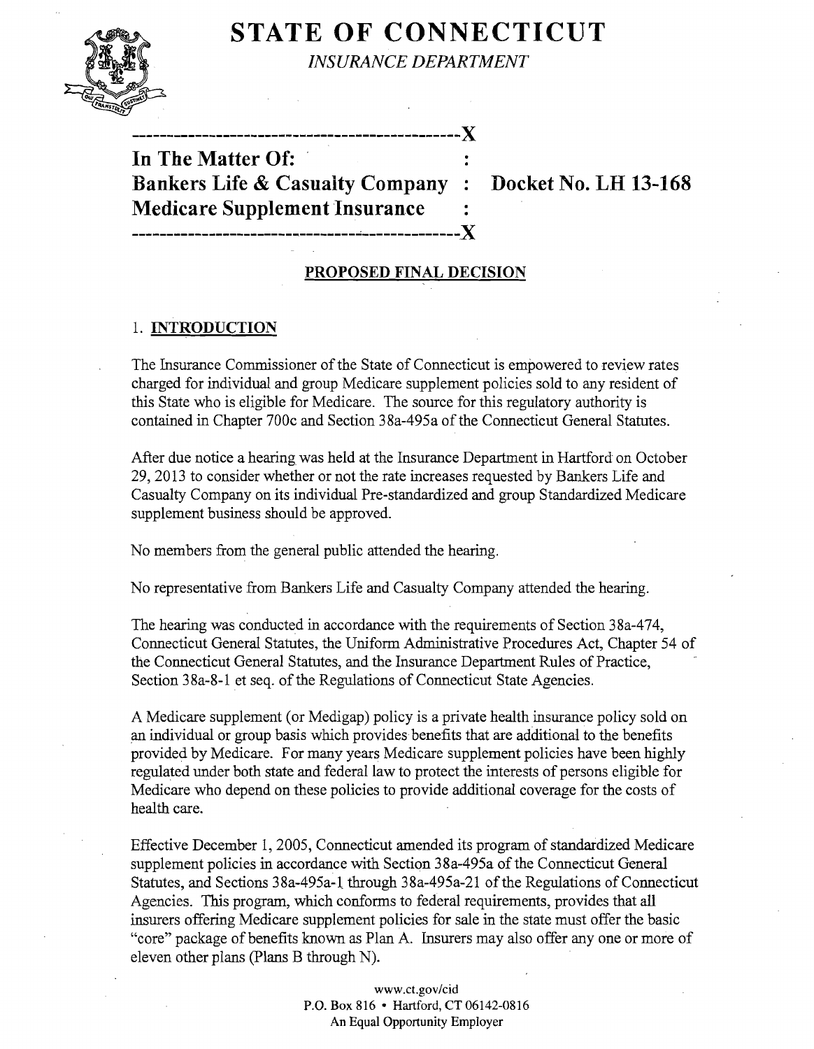# STATE OF CONNECTICUT

*INSURANCE DEPARTMENT*

---

**In The Matter Of:**
**Bankers Life & Casualty Company : Docket No. LH 13-168**
**Medicare Supplement Insurance**

---

**PROPOSED FINAL DECISION**

## 1. INTRODUCTION

The Insurance Commissioner of the State of Connecticut is empowered to review rates charged for individual and group Medicare supplement policies sold to any resident of this State who is eligible for Medicare. The source for this regulatory authority is contained in Chapter 700c and Section 38a-495a of the Connecticut General Statutes.

After due notice a hearing was held at the Insurance Department in Hartford on October 29, 2013 to consider whether or not the rate increases requested by Bankers Life and Casualty Company on its individual Pre-standardized and group Standardized Medicare supplement business should be approved.

No members from the general public attended the hearing.

No representative from Bankers Life and Casualty Company attended the hearing.

The hearing was conducted in accordance with the requirements of Section 38a-474, Connecticut General Statutes, the Uniform Administrative Procedures Act, Chapter 54 of the Connecticut General Statutes, and the Insurance Department Rules of Practice, Section 38a-8-1 et seq. of the Regulations of Connecticut State Agencies.

A Medicare supplement (or Medigap) policy is a private health insurance policy sold on an individual or group basis which provides benefits that are additional to the benefits provided by Medicare. For many years Medicare supplement policies have been highly regulated under both state and federal law to protect the interests of persons eligible for Medicare who depend on these policies to provide additional coverage for the costs of health care.

Effective December 1, 2005, Connecticut amended its program of standardized Medicare supplement policies in accordance with Section 38a-495a of the Connecticut General Statutes, and Sections 38a-495a-1 through 38a-495a-21 of the Regulations of Connecticut Agencies. This program, which conforms to federal requirements, provides that all insurers offering Medicare supplement policies for sale in the state must offer the basic "core" package of benefits known as Plan A. Insurers may also offer any one or more of eleven other plans (Plans B through N).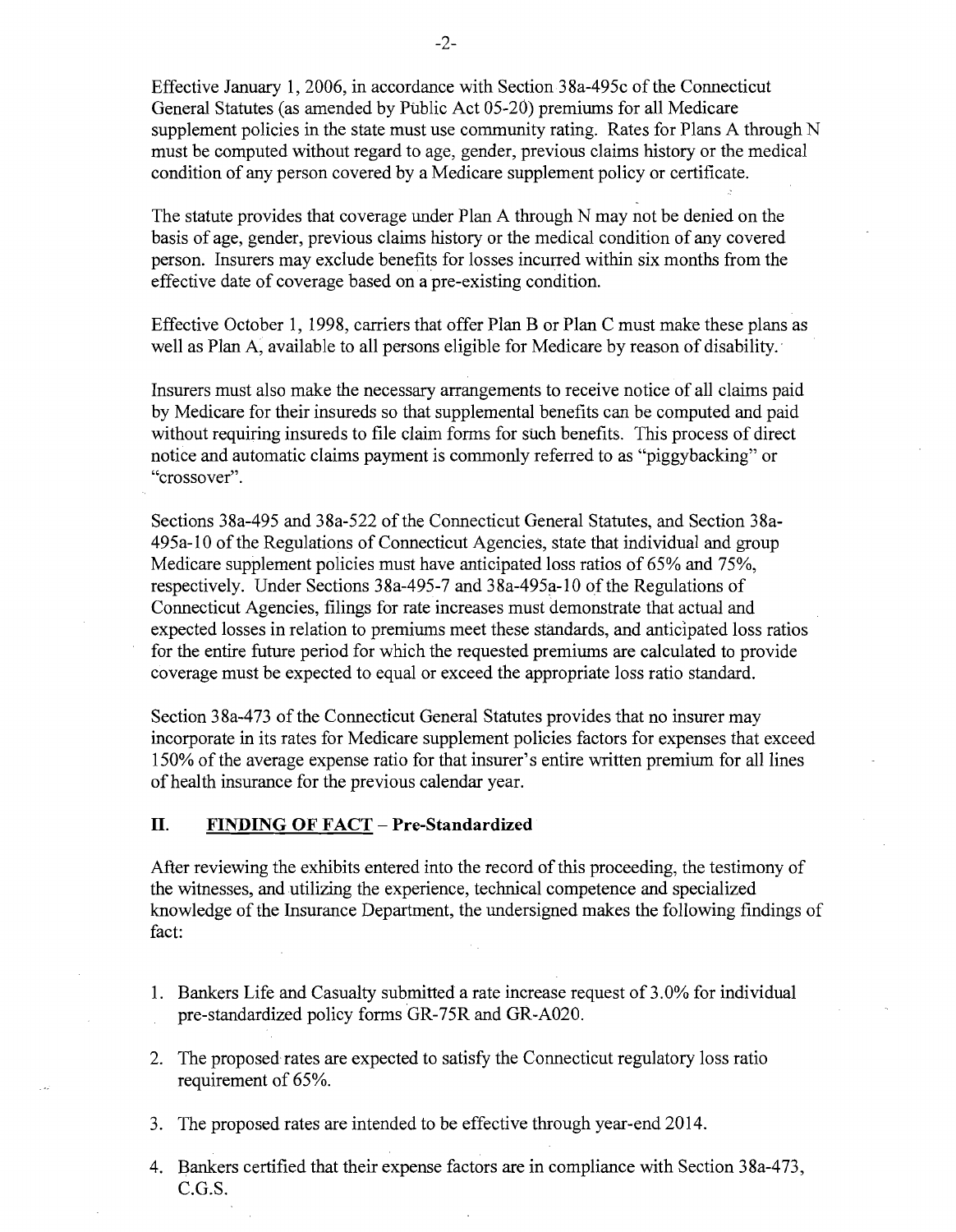Effective January 1, 2006, in accordance with Section 38a-495c of the Connecticut General Statutes (as amended by Public Act 05-20) premiums for all Medicare supplement policies in the state must use community rating. Rates for Plans A through N must be computed without regard to age, gender, previous claims history or the medical condition of any person covered by a Medicare supplement policy or certificate.

The statute provides that coverage under Plan A through N may not be denied on the basis of age, gender, previous claims history or the medical condition of any covered person. Insurers may exclude benefits for losses incurred within six months from the effective date of coverage based on a pre-existing condition.

Effective October 1, 1998, carriers that offer Plan B or Plan C must make these plans as well as Plan A, available to all persons eligible for Medicare by reason of disability.

Insurers must also make the necessary arrangements to receive notice of all claims paid by Medicare for their insureds so that supplemental benefits can be computed and paid without requiring insureds to file claim forms for such benefits. This process of direct notice and automatic claims payment is commonly referred to as "piggybacking" or "crossover".

Sections 38a-495 and 38a-522 of the Connecticut General Statutes, and Section 38a-495a-10 of the Regulations of Connecticut Agencies, state that individual and group Medicare supplement policies must have anticipated loss ratios of 65% and 75%, respectively. Under Sections 38a-495-7 and 38a-495a-10 of the Regulations of Connecticut Agencies, filings for rate increases must demonstrate that actual and expected losses in relation to premiums meet these standards, and anticipated loss ratios for the entire future period for which the requested premiums are calculated to provide coverage must be expected to equal or exceed the appropriate loss ratio standard.

Section 38a-473 of the Connecticut General Statutes provides that no insurer may incorporate in its rates for Medicare supplement policies factors for expenses that exceed 150% of the average expense ratio for that insurer's entire written premium for all lines of health insurance for the previous calendar year.

## II. FINDING OF FACT – Pre-Standardized

After reviewing the exhibits entered into the record of this proceeding, the testimony of the witnesses, and utilizing the experience, technical competence and specialized knowledge of the Insurance Department, the undersigned makes the following findings of fact:

1. Bankers Life and Casualty submitted a rate increase request of 3.0% for individual pre-standardized policy forms GR-75R and GR-A020.
2. The proposed rates are expected to satisfy the Connecticut regulatory loss ratio requirement of 65%.
3. The proposed rates are intended to be effective through year-end 2014.
4. Bankers certified that their expense factors are in compliance with Section 38a-473, C.G.S.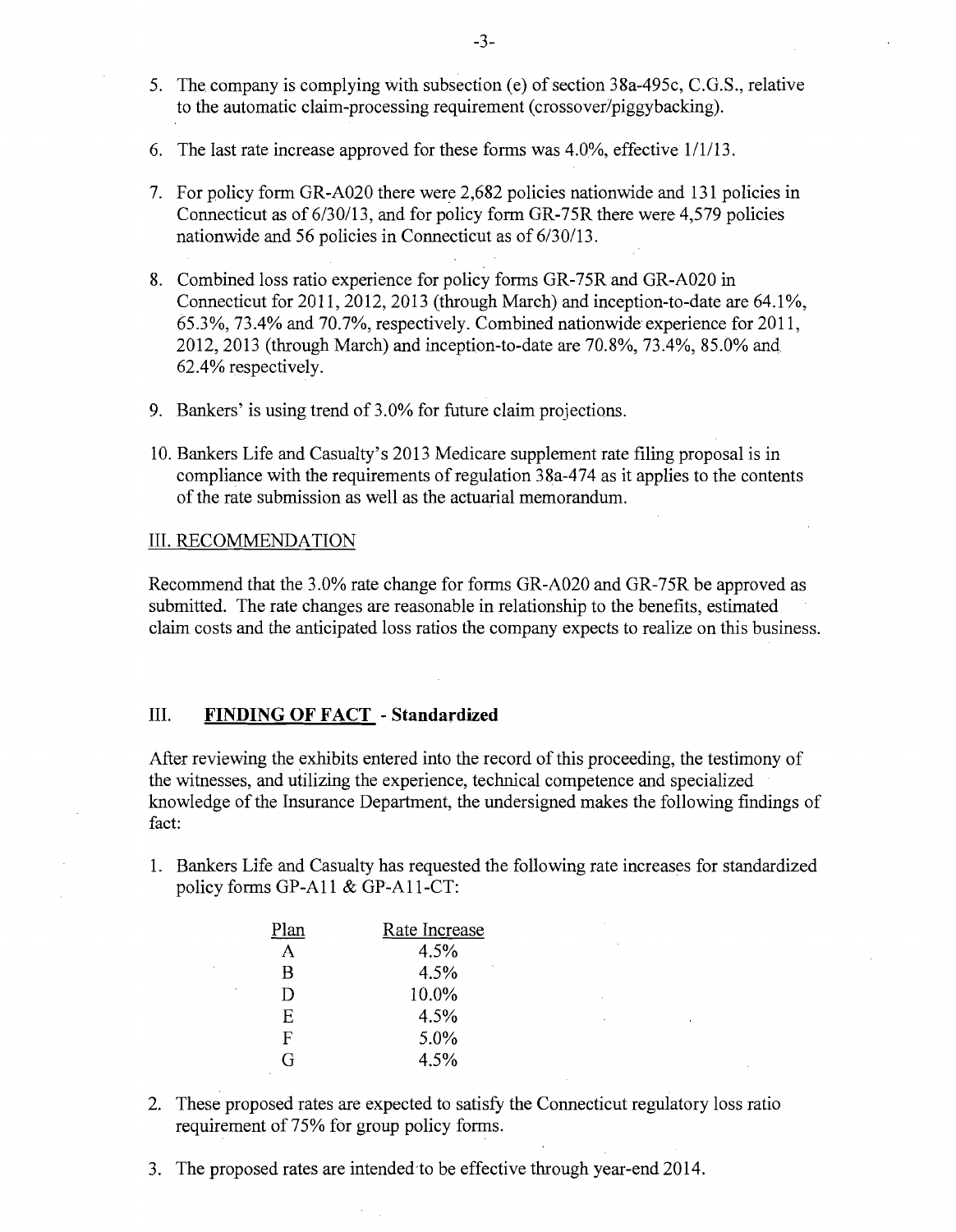5. The company is complying with subsection (e) of section 38a-495c, C.G.S., relative to the automatic claim-processing requirement (crossover/piggybacking).

6. The last rate increase approved for these forms was 4.0%, effective 1/1/13.

7. For policy form GR-A020 there were 2,682 policies nationwide and 131 policies in Connecticut as of 6/30/13, and for policy form GR-75R there were 4,579 policies nationwide and 56 policies in Connecticut as of 6/30/13.

8. Combined loss ratio experience for policy forms GR-75R and GR-A020 in Connecticut for 2011, 2012, 2013 (through March) and inception-to-date are 64.1%, 65.3%, 73.4% and 70.7%, respectively. Combined nationwide experience for 2011, 2012, 2013 (through March) and inception-to-date are 70.8%, 73.4%, 85.0% and 62.4% respectively.

9. Bankers' is using trend of 3.0% for future claim projections.

10. Bankers Life and Casualty's 2013 Medicare supplement rate filing proposal is in compliance with the requirements of regulation 38a-474 as it applies to the contents of the rate submission as well as the actuarial memorandum.

## III. RECOMMENDATION

Recommend that the 3.0% rate change for forms GR-A020 and GR-75R be approved as submitted. The rate changes are reasonable in relationship to the benefits, estimated claim costs and the anticipated loss ratios the company expects to realize on this business.

## III. **FINDING OF FACT - Standardized**

After reviewing the exhibits entered into the record of this proceeding, the testimony of the witnesses, and utilizing the experience, technical competence and specialized knowledge of the Insurance Department, the undersigned makes the following findings of fact:

1. Bankers Life and Casualty has requested the following rate increases for standardized policy forms GP-A11 & GP-A11-CT:

| Plan | Rate Increase |
|---|---|
| A | 4.5% |
| B | 4.5% |
| D | 10.0% |
| E | 4.5% |
| F | 5.0% |
| G | 4.5% |

2. These proposed rates are expected to satisfy the Connecticut regulatory loss ratio requirement of 75% for group policy forms.

3. The proposed rates are intended to be effective through year-end 2014.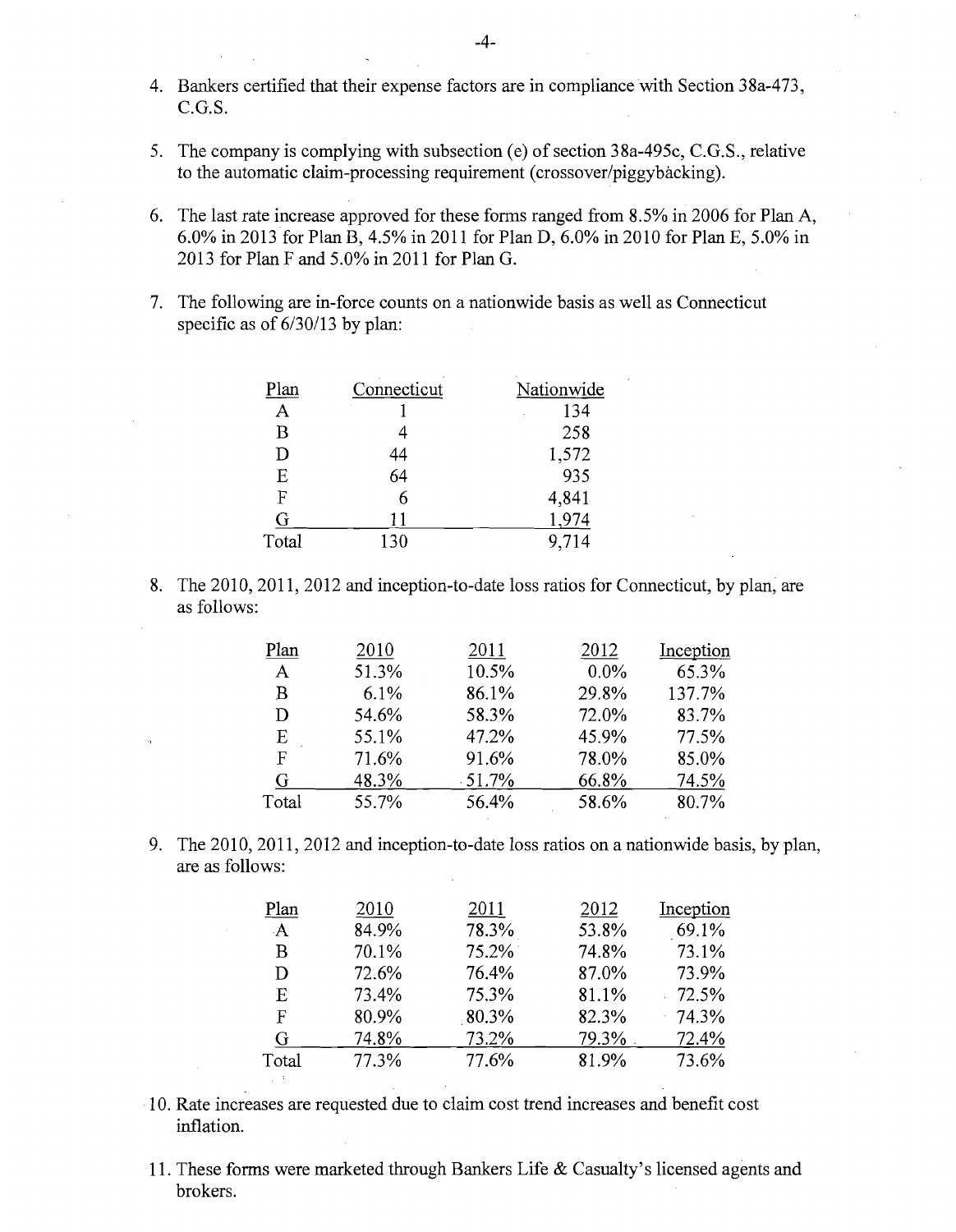4. Bankers certified that their expense factors are in compliance with Section 38a-473, C.G.S.

5. The company is complying with subsection (e) of section 38a-495c, C.G.S., relative to the automatic claim-processing requirement (crossover/piggybacking).

6. The last rate increase approved for these forms ranged from 8.5% in 2006 for Plan A, 6.0% in 2013 for Plan B, 4.5% in 2011 for Plan D, 6.0% in 2010 for Plan E, 5.0% in 2013 for Plan F and 5.0% in 2011 for Plan G.

7. The following are in-force counts on a nationwide basis as well as Connecticut specific as of 6/30/13 by plan:

| Plan | Connecticut | Nationwide |
|---|---|---|
| A | 1 | 134 |
| B | 4 | 258 |
| D | 44 | 1,572 |
| E | 64 | 935 |
| F | 6 | 4,841 |
| G | 11 | 1,974 |
| Total | 130 | 9,714 |

8. The 2010, 2011, 2012 and inception-to-date loss ratios for Connecticut, by plan, are as follows:

| Plan | 2010 | 2011 | 2012 | Inception |
|---|---|---|---|---|
| A | 51.3% | 10.5% | 0.0% | 65.3% |
| B | 6.1% | 86.1% | 29.8% | 137.7% |
| D | 54.6% | 58.3% | 72.0% | 83.7% |
| E | 55.1% | 47.2% | 45.9% | 77.5% |
| F | 71.6% | 91.6% | 78.0% | 85.0% |
| G | 48.3% | 51.7% | 66.8% | 74.5% |
| Total | 55.7% | 56.4% | 58.6% | 80.7% |

9. The 2010, 2011, 2012 and inception-to-date loss ratios on a nationwide basis, by plan, are as follows:

| Plan | 2010 | 2011 | 2012 | Inception |
|---|---|---|---|---|
| A | 84.9% | 78.3% | 53.8% | 69.1% |
| B | 70.1% | 75.2% | 74.8% | 73.1% |
| D | 72.6% | 76.4% | 87.0% | 73.9% |
| E | 73.4% | 75.3% | 81.1% | 72.5% |
| F | 80.9% | 80.3% | 82.3% | 74.3% |
| G | 74.8% | 73.2% | 79.3% | 72.4% |
| Total | 77.3% | 77.6% | 81.9% | 73.6% |

10. Rate increases are requested due to claim cost trend increases and benefit cost inflation.

11. These forms were marketed through Bankers Life & Casualty's licensed agents and brokers.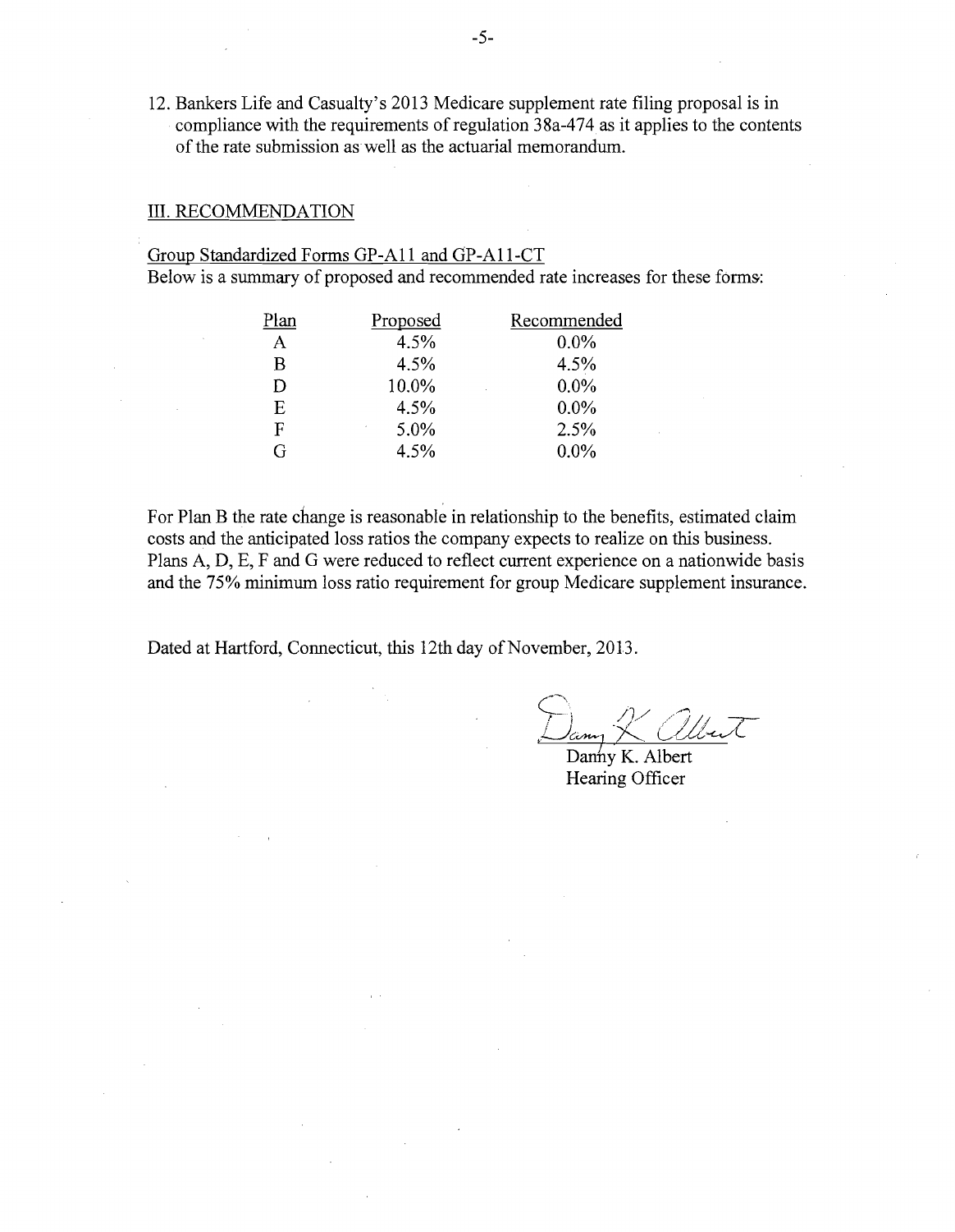12. Bankers Life and Casualty's 2013 Medicare supplement rate filing proposal is in compliance with the requirements of regulation 38a-474 as it applies to the contents of the rate submission as well as the actuarial memorandum.

## III. RECOMMENDATION

Group Standardized Forms GP-A11 and GP-A11-CT

Below is a summary of proposed and recommended rate increases for these forms:

| Plan | Proposed | Recommended |
|---|---|---|
| A | 4.5% | 0.0% |
| B | 4.5% | 4.5% |
| D | 10.0% | 0.0% |
| E | 4.5% | 0.0% |
| F | 5.0% | 2.5% |
| G | 4.5% | 0.0% |

For Plan B the rate change is reasonable in relationship to the benefits, estimated claim costs and the anticipated loss ratios the company expects to realize on this business. Plans A, D, E, F and G were reduced to reflect current experience on a nationwide basis and the 75% minimum loss ratio requirement for group Medicare supplement insurance.

Dated at Hartford, Connecticut, this 12th day of November, 2013.

Danny K. Albert
Hearing Officer